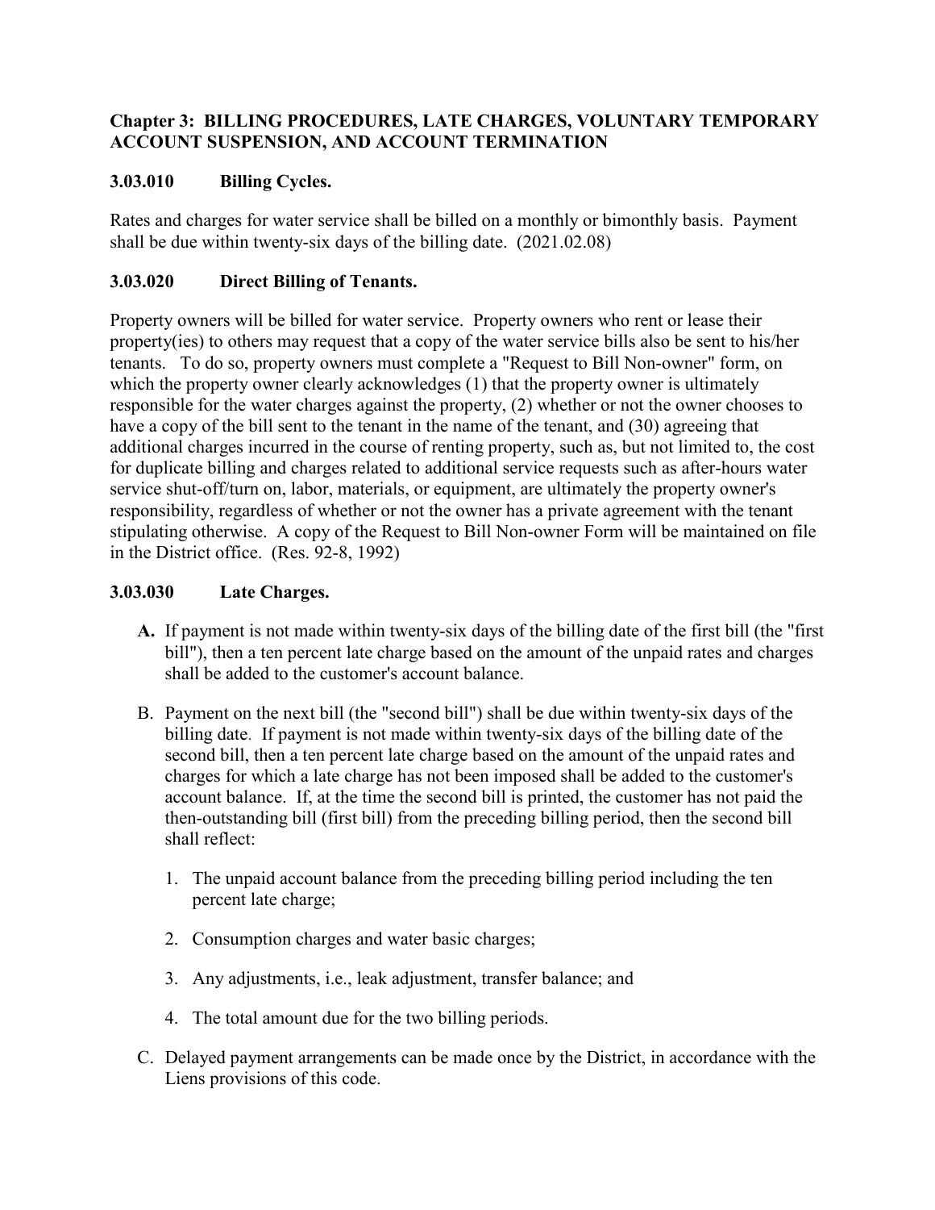## Chapter 3: BILLING PROCEDURES, LATE CHARGES, VOLUNTARY TEMPORARY ACCOUNT SUSPENSION, AND ACCOUNT TERMINATION

### 3.03.010 Billing Cycles.

Rates and charges for water service shall be billed on a monthly or bimonthly basis. Payment shall be due within twenty-six days of the billing date. (2021.02.08)

### 3.03.020 Direct Billing of Tenants.

Property owners will be billed for water service. Property owners who rent or lease their property(ies) to others may request that a copy of the water service bills also be sent to his/her tenants. To do so, property owners must complete a "Request to Bill Non-owner" form, on which the property owner clearly acknowledges (1) that the property owner is ultimately responsible for the water charges against the property, (2) whether or not the owner chooses to have a copy of the bill sent to the tenant in the name of the tenant, and (30) agreeing that additional charges incurred in the course of renting property, such as, but not limited to, the cost for duplicate billing and charges related to additional service requests such as after-hours water service shut-off/turn on, labor, materials, or equipment, are ultimately the property owner's responsibility, regardless of whether or not the owner has a private agreement with the tenant stipulating otherwise. A copy of the Request to Bill Non-owner Form will be maintained on file in the District office. (Res. 92-8, 1992)

### 3.03.030 Late Charges.

- **A.** If payment is not made within twenty-six days of the billing date of the first bill (the "first bill"), then a ten percent late charge based on the amount of the unpaid rates and charges shall be added to the customer's account balance.
- B. Payment on the next bill (the "second bill") shall be due within twenty-six days of the billing date. If payment is not made within twenty-six days of the billing date of the second bill, then a ten percent late charge based on the amount of the unpaid rates and charges for which a late charge has not been imposed shall be added to the customer's account balance. If, at the time the second bill is printed, the customer has not paid the then-outstanding bill (first bill) from the preceding billing period, then the second bill shall reflect:
  1. The unpaid account balance from the preceding billing period including the ten percent late charge;
  2. Consumption charges and water basic charges;
  3. Any adjustments, i.e., leak adjustment, transfer balance; and
  4. The total amount due for the two billing periods.
- C. Delayed payment arrangements can be made once by the District, in accordance with the Liens provisions of this code.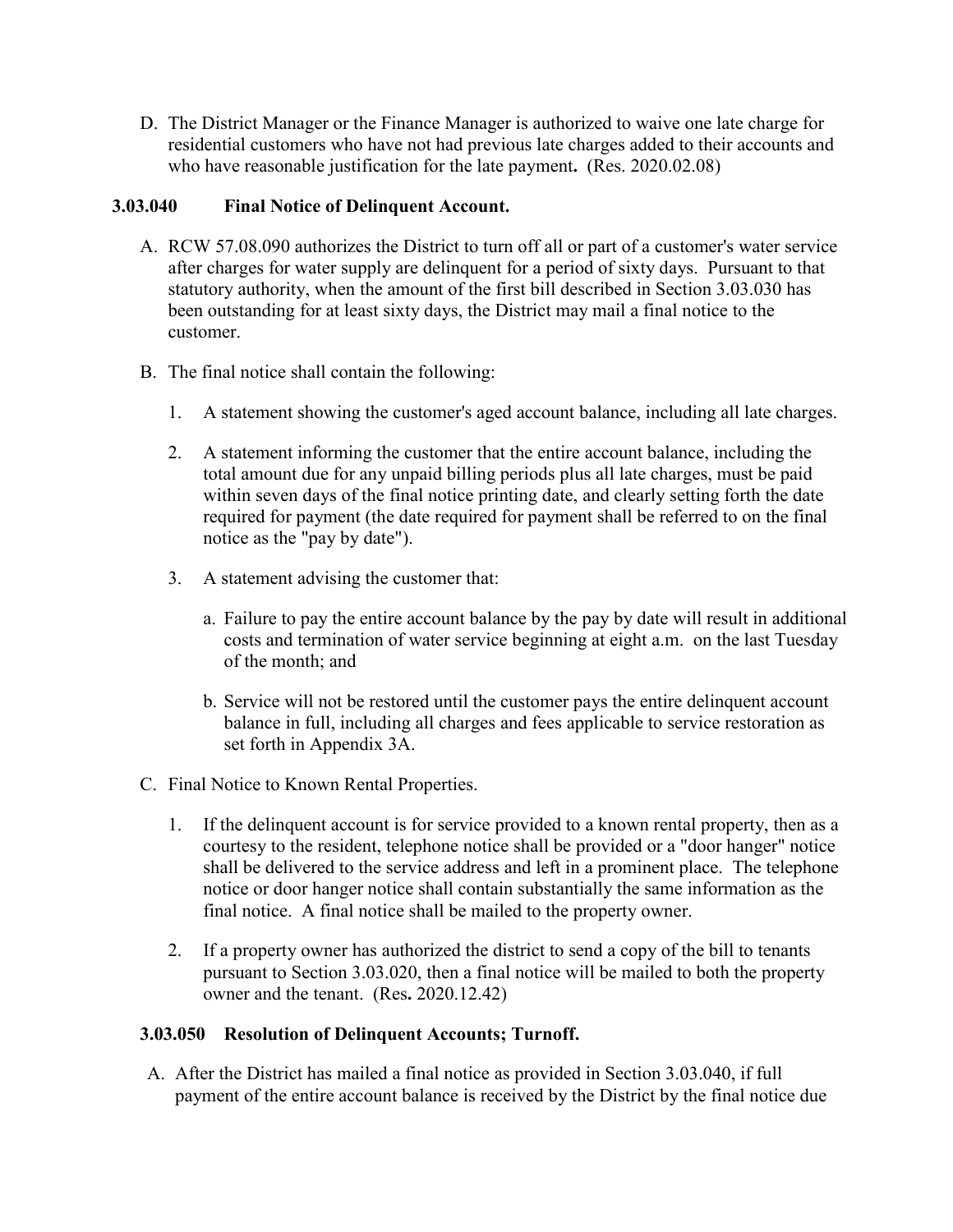D. The District Manager or the Finance Manager is authorized to waive one late charge for residential customers who have not had previous late charges added to their accounts and who have reasonable justification for the late payment**.** (Res. 2020.02.08)

### 3.03.040 Final Notice of Delinquent Account.

A. RCW 57.08.090 authorizes the District to turn off all or part of a customer's water service after charges for water supply are delinquent for a period of sixty days. Pursuant to that statutory authority, when the amount of the first bill described in Section 3.03.030 has been outstanding for at least sixty days, the District may mail a final notice to the customer.

B. The final notice shall contain the following:

   1. A statement showing the customer's aged account balance, including all late charges.

   2. A statement informing the customer that the entire account balance, including the total amount due for any unpaid billing periods plus all late charges, must be paid within seven days of the final notice printing date, and clearly setting forth the date required for payment (the date required for payment shall be referred to on the final notice as the "pay by date").

   3. A statement advising the customer that:

      a. Failure to pay the entire account balance by the pay by date will result in additional costs and termination of water service beginning at eight a.m. on the last Tuesday of the month; and

      b. Service will not be restored until the customer pays the entire delinquent account balance in full, including all charges and fees applicable to service restoration as set forth in Appendix 3A.

C. Final Notice to Known Rental Properties.

   1. If the delinquent account is for service provided to a known rental property, then as a courtesy to the resident, telephone notice shall be provided or a "door hanger" notice shall be delivered to the service address and left in a prominent place. The telephone notice or door hanger notice shall contain substantially the same information as the final notice. A final notice shall be mailed to the property owner.

   2. If a property owner has authorized the district to send a copy of the bill to tenants pursuant to Section 3.03.020, then a final notice will be mailed to both the property owner and the tenant. (Res**.** 2020.12.42)

### 3.03.050 Resolution of Delinquent Accounts; Turnoff.

A. After the District has mailed a final notice as provided in Section 3.03.040, if full payment of the entire account balance is received by the District by the final notice due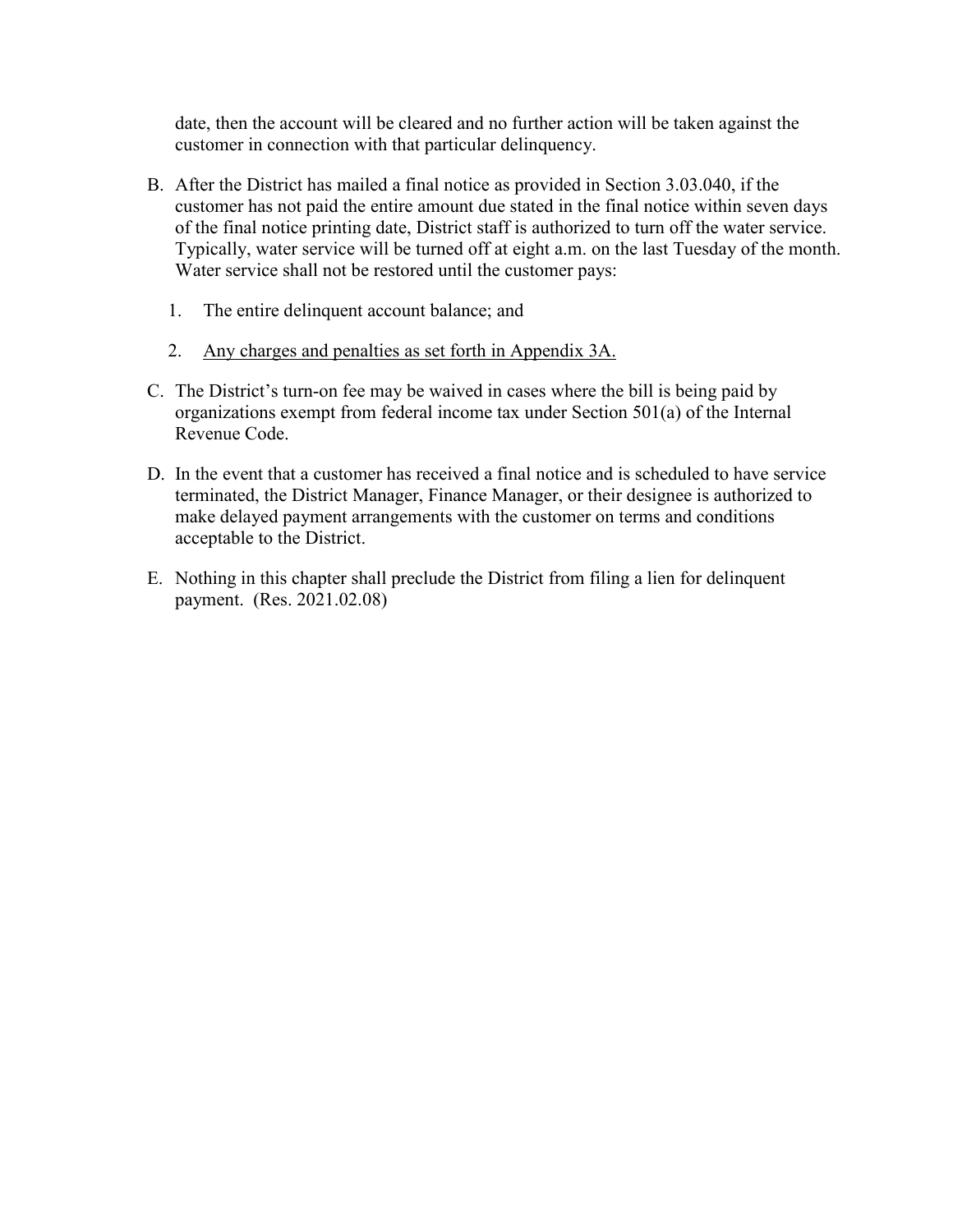date, then the account will be cleared and no further action will be taken against the customer in connection with that particular delinquency.

B. After the District has mailed a final notice as provided in Section 3.03.040, if the customer has not paid the entire amount due stated in the final notice within seven days of the final notice printing date, District staff is authorized to turn off the water service. Typically, water service will be turned off at eight a.m. on the last Tuesday of the month. Water service shall not be restored until the customer pays:

   1. The entire delinquent account balance; and

   2. <u>Any charges and penalties as set forth in Appendix 3A.</u>

C. The District's turn-on fee may be waived in cases where the bill is being paid by organizations exempt from federal income tax under Section 501(a) of the Internal Revenue Code.

D. In the event that a customer has received a final notice and is scheduled to have service terminated, the District Manager, Finance Manager, or their designee is authorized to make delayed payment arrangements with the customer on terms and conditions acceptable to the District.

E. Nothing in this chapter shall preclude the District from filing a lien for delinquent payment. (Res. 2021.02.08)